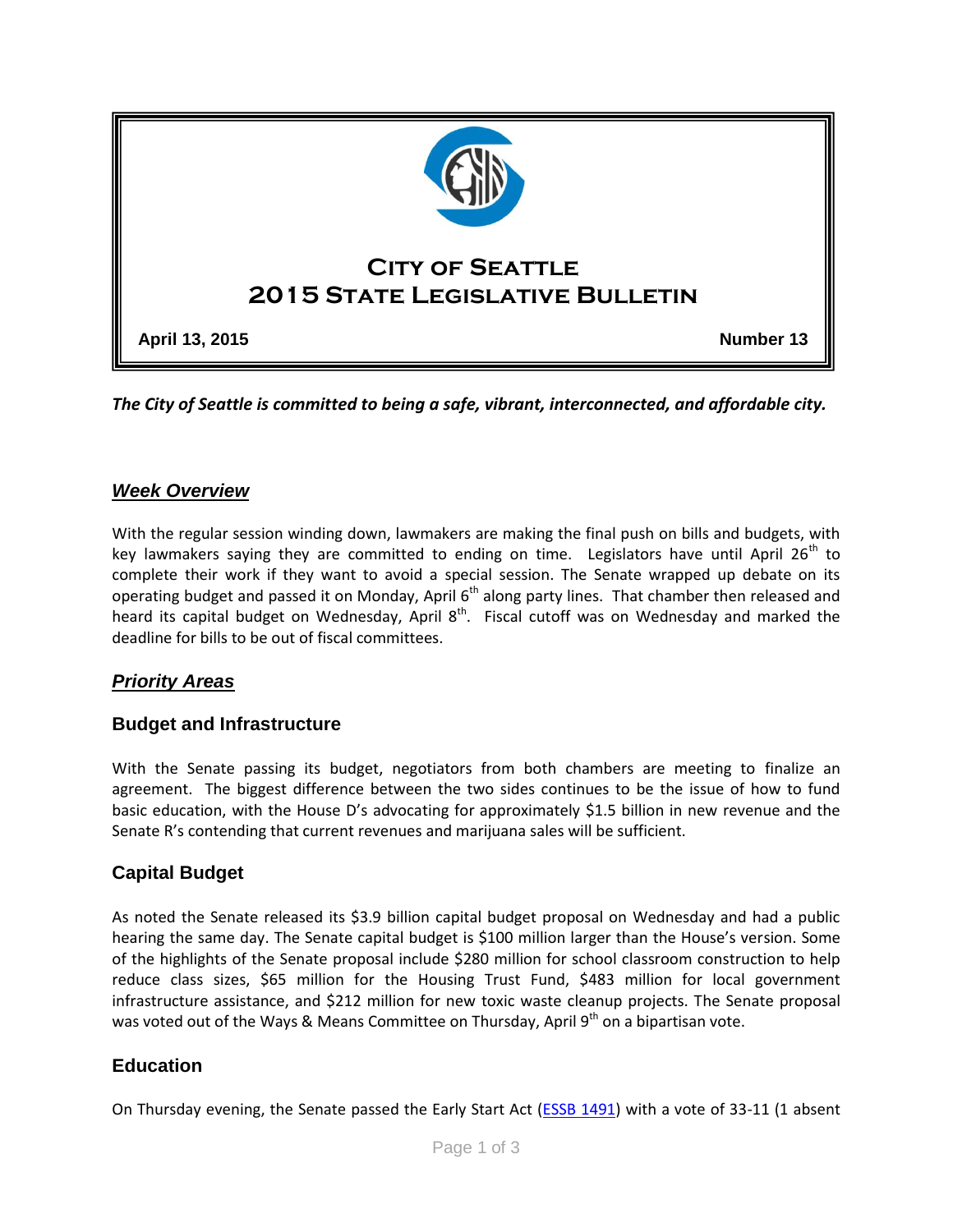# City of Seattle
# 2015 State Legislative Bulletin

**April 13, 2015** **Number 13**

***The City of Seattle is committed to being a safe, vibrant, interconnected, and affordable city.***

## ***Week Overview***

With the regular session winding down, lawmakers are making the final push on bills and budgets, with key lawmakers saying they are committed to ending on time. Legislators have until April 26th to complete their work if they want to avoid a special session. The Senate wrapped up debate on its operating budget and passed it on Monday, April 6th along party lines. That chamber then released and heard its capital budget on Wednesday, April 8th. Fiscal cutoff was on Wednesday and marked the deadline for bills to be out of fiscal committees.

## ***Priority Areas***

### Budget and Infrastructure

With the Senate passing its budget, negotiators from both chambers are meeting to finalize an agreement. The biggest difference between the two sides continues to be the issue of how to fund basic education, with the House D's advocating for approximately $1.5 billion in new revenue and the Senate R's contending that current revenues and marijuana sales will be sufficient.

### Capital Budget

As noted the Senate released its $3.9 billion capital budget proposal on Wednesday and had a public hearing the same day. The Senate capital budget is $100 million larger than the House's version. Some of the highlights of the Senate proposal include $280 million for school classroom construction to help reduce class sizes, $65 million for the Housing Trust Fund, $483 million for local government infrastructure assistance, and $212 million for new toxic waste cleanup projects. The Senate proposal was voted out of the Ways & Means Committee on Thursday, April 9th on a bipartisan vote.

### Education

On Thursday evening, the Senate passed the Early Start Act (ESSB 1491) with a vote of 33-11 (1 absent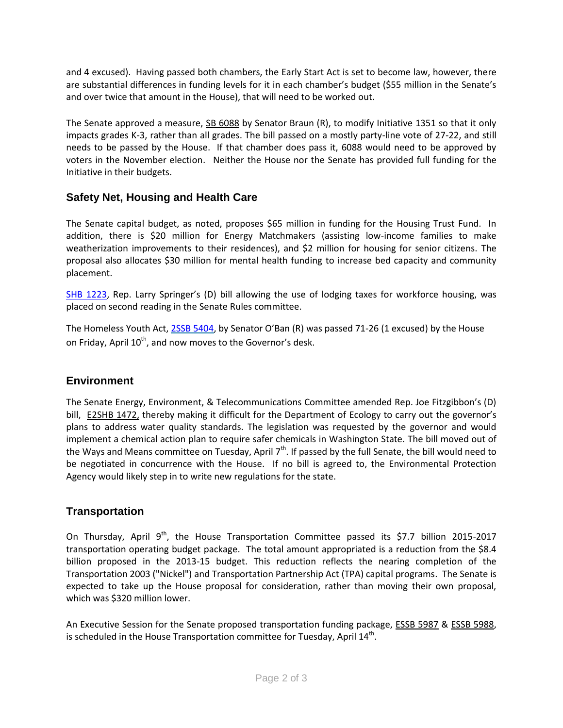and 4 excused). Having passed both chambers, the Early Start Act is set to become law, however, there are substantial differences in funding levels for it in each chamber's budget ($55 million in the Senate's and over twice that amount in the House), that will need to be worked out.

The Senate approved a measure, SB 6088 by Senator Braun (R), to modify Initiative 1351 so that it only impacts grades K-3, rather than all grades. The bill passed on a mostly party-line vote of 27-22, and still needs to be passed by the House. If that chamber does pass it, 6088 would need to be approved by voters in the November election. Neither the House nor the Senate has provided full funding for the Initiative in their budgets.

## Safety Net, Housing and Health Care

The Senate capital budget, as noted, proposes $65 million in funding for the Housing Trust Fund. In addition, there is $20 million for Energy Matchmakers (assisting low-income families to make weatherization improvements to their residences), and $2 million for housing for senior citizens. The proposal also allocates $30 million for mental health funding to increase bed capacity and community placement.

SHB 1223, Rep. Larry Springer's (D) bill allowing the use of lodging taxes for workforce housing, was placed on second reading in the Senate Rules committee.

The Homeless Youth Act, 2SSB 5404, by Senator O'Ban (R) was passed 71-26 (1 excused) by the House on Friday, April 10th, and now moves to the Governor's desk.

## Environment

The Senate Energy, Environment, & Telecommunications Committee amended Rep. Joe Fitzgibbon's (D) bill, E2SHB 1472, thereby making it difficult for the Department of Ecology to carry out the governor's plans to address water quality standards. The legislation was requested by the governor and would implement a chemical action plan to require safer chemicals in Washington State. The bill moved out of the Ways and Means committee on Tuesday, April 7th. If passed by the full Senate, the bill would need to be negotiated in concurrence with the House. If no bill is agreed to, the Environmental Protection Agency would likely step in to write new regulations for the state.

## Transportation

On Thursday, April 9th, the House Transportation Committee passed its $7.7 billion 2015-2017 transportation operating budget package. The total amount appropriated is a reduction from the $8.4 billion proposed in the 2013-15 budget. This reduction reflects the nearing completion of the Transportation 2003 ("Nickel") and Transportation Partnership Act (TPA) capital programs. The Senate is expected to take up the House proposal for consideration, rather than moving their own proposal, which was $320 million lower.

An Executive Session for the Senate proposed transportation funding package, ESSB 5987 & ESSB 5988, is scheduled in the House Transportation committee for Tuesday, April 14th.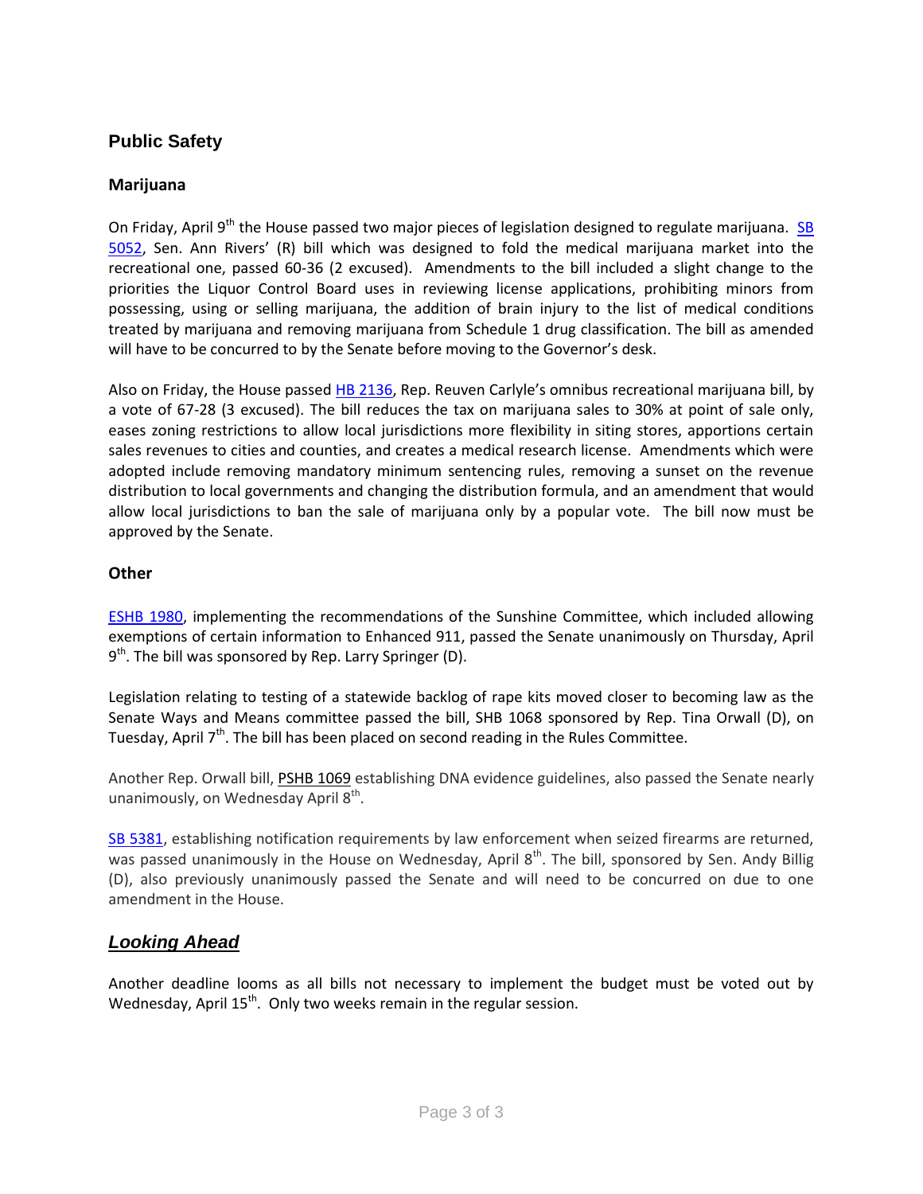## Public Safety

### Marijuana

On Friday, April 9th the House passed two major pieces of legislation designed to regulate marijuana. SB 5052, Sen. Ann Rivers' (R) bill which was designed to fold the medical marijuana market into the recreational one, passed 60-36 (2 excused). Amendments to the bill included a slight change to the priorities the Liquor Control Board uses in reviewing license applications, prohibiting minors from possessing, using or selling marijuana, the addition of brain injury to the list of medical conditions treated by marijuana and removing marijuana from Schedule 1 drug classification. The bill as amended will have to be concurred to by the Senate before moving to the Governor's desk.

Also on Friday, the House passed HB 2136, Rep. Reuven Carlyle's omnibus recreational marijuana bill, by a vote of 67-28 (3 excused). The bill reduces the tax on marijuana sales to 30% at point of sale only, eases zoning restrictions to allow local jurisdictions more flexibility in siting stores, apportions certain sales revenues to cities and counties, and creates a medical research license. Amendments which were adopted include removing mandatory minimum sentencing rules, removing a sunset on the revenue distribution to local governments and changing the distribution formula, and an amendment that would allow local jurisdictions to ban the sale of marijuana only by a popular vote. The bill now must be approved by the Senate.

### Other

ESHB 1980, implementing the recommendations of the Sunshine Committee, which included allowing exemptions of certain information to Enhanced 911, passed the Senate unanimously on Thursday, April 9th. The bill was sponsored by Rep. Larry Springer (D).

Legislation relating to testing of a statewide backlog of rape kits moved closer to becoming law as the Senate Ways and Means committee passed the bill, SHB 1068 sponsored by Rep. Tina Orwall (D), on Tuesday, April 7th. The bill has been placed on second reading in the Rules Committee.

Another Rep. Orwall bill, PSHB 1069 establishing DNA evidence guidelines, also passed the Senate nearly unanimously, on Wednesday April 8th.

SB 5381, establishing notification requirements by law enforcement when seized firearms are returned, was passed unanimously in the House on Wednesday, April 8th. The bill, sponsored by Sen. Andy Billig (D), also previously unanimously passed the Senate and will need to be concurred on due to one amendment in the House.

## ***Looking Ahead***

Another deadline looms as all bills not necessary to implement the budget must be voted out by Wednesday, April 15th. Only two weeks remain in the regular session.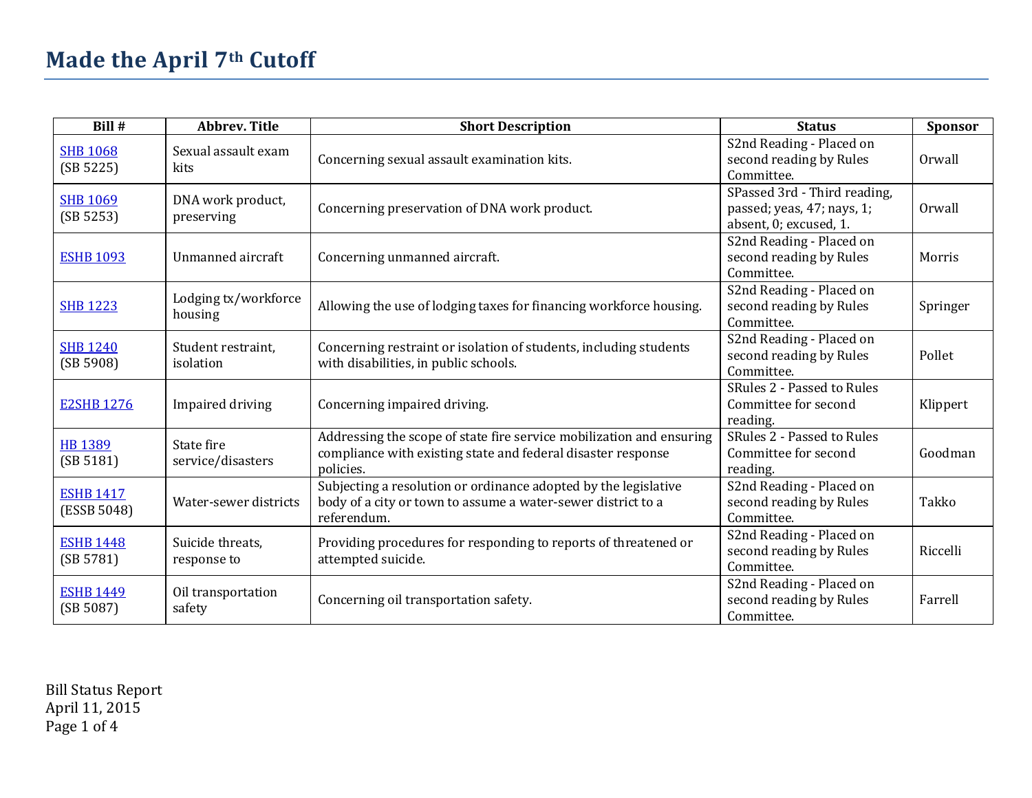# Made the April 7th Cutoff

| Bill # | Abbrev. Title | Short Description | Status | Sponsor |
|---|---|---|---|---|
| SHB 1068 (SB 5225) | Sexual assault exam kits | Concerning sexual assault examination kits. | S2nd Reading - Placed on second reading by Rules Committee. | Orwall |
| SHB 1069 (SB 5253) | DNA work product, preserving | Concerning preservation of DNA work product. | SPassed 3rd - Third reading, passed; yeas, 47; nays, 1; absent, 0; excused, 1. | Orwall |
| ESHB 1093 | Unmanned aircraft | Concerning unmanned aircraft. | S2nd Reading - Placed on second reading by Rules Committee. | Morris |
| SHB 1223 | Lodging tx/workforce housing | Allowing the use of lodging taxes for financing workforce housing. | S2nd Reading - Placed on second reading by Rules Committee. | Springer |
| SHB 1240 (SB 5908) | Student restraint, isolation | Concerning restraint or isolation of students, including students with disabilities, in public schools. | S2nd Reading - Placed on second reading by Rules Committee. | Pollet |
| E2SHB 1276 | Impaired driving | Concerning impaired driving. | SRules 2 - Passed to Rules Committee for second reading. | Klippert |
| HB 1389 (SB 5181) | State fire service/disasters | Addressing the scope of state fire service mobilization and ensuring compliance with existing state and federal disaster response policies. | SRules 2 - Passed to Rules Committee for second reading. | Goodman |
| ESHB 1417 (ESSB 5048) | Water-sewer districts | Subjecting a resolution or ordinance adopted by the legislative body of a city or town to assume a water-sewer district to a referendum. | S2nd Reading - Placed on second reading by Rules Committee. | Takko |
| ESHB 1448 (SB 5781) | Suicide threats, response to | Providing procedures for responding to reports of threatened or attempted suicide. | S2nd Reading - Placed on second reading by Rules Committee. | Riccelli |
| ESHB 1449 (SB 5087) | Oil transportation safety | Concerning oil transportation safety. | S2nd Reading - Placed on second reading by Rules Committee. | Farrell |

Bill Status Report
April 11, 2015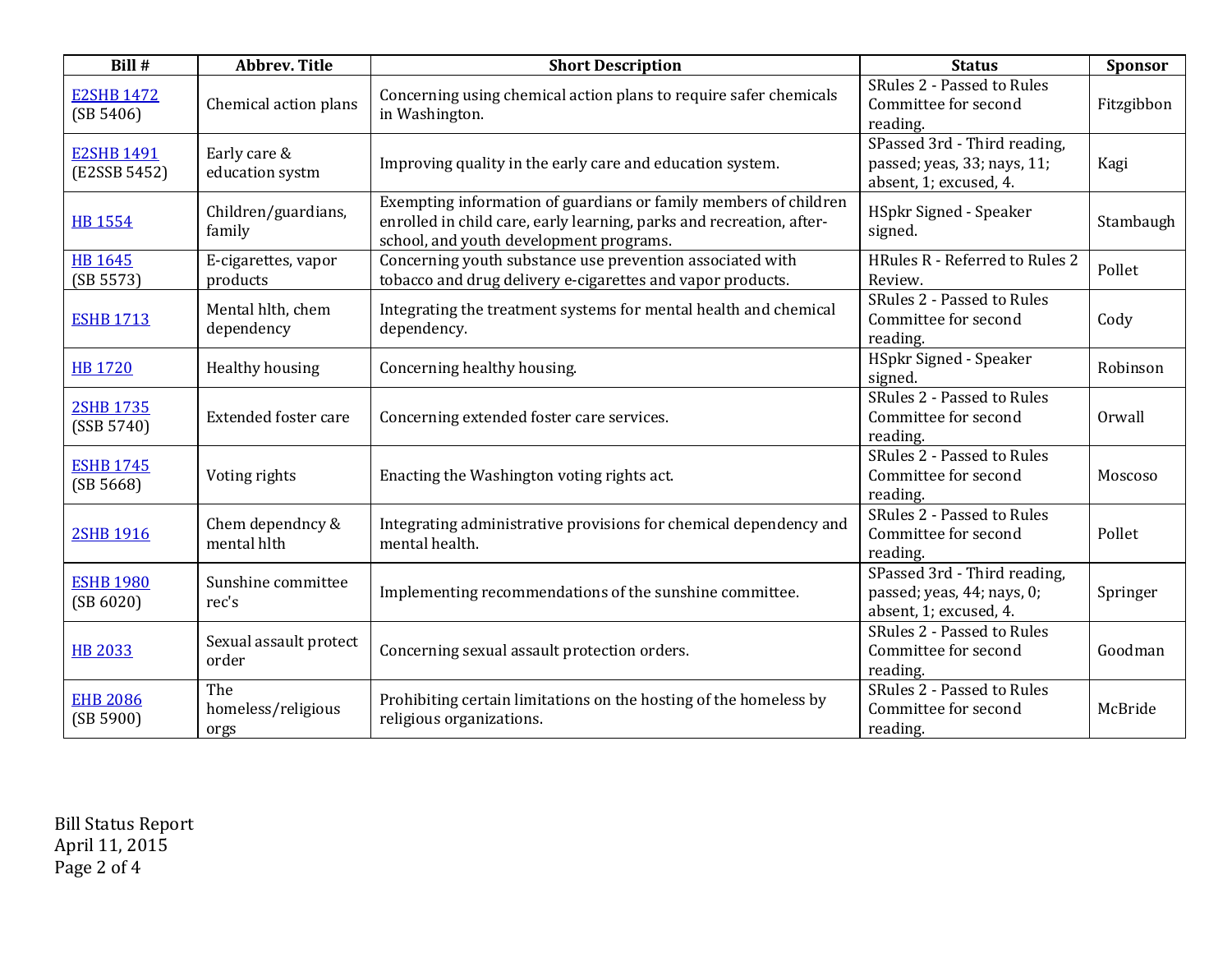| Bill # | Abbrev. Title | Short Description | Status | Sponsor |
|---|---|---|---|---|
| E2SHB 1472 (SB 5406) | Chemical action plans | Concerning using chemical action plans to require safer chemicals in Washington. | SRules 2 - Passed to Rules Committee for second reading. | Fitzgibbon |
| E2SHB 1491 (E2SSB 5452) | Early care & education systm | Improving quality in the early care and education system. | SPassed 3rd - Third reading, passed; yeas, 33; nays, 11; absent, 1; excused, 4. | Kagi |
| HB 1554 | Children/guardians, family | Exempting information of guardians or family members of children enrolled in child care, early learning, parks and recreation, after-school, and youth development programs. | HSpkr Signed - Speaker signed. | Stambaugh |
| HB 1645 (SB 5573) | E-cigarettes, vapor products | Concerning youth substance use prevention associated with tobacco and drug delivery e-cigarettes and vapor products. | HRules R - Referred to Rules 2 Review. | Pollet |
| ESHB 1713 | Mental hlth, chem dependency | Integrating the treatment systems for mental health and chemical dependency. | SRules 2 - Passed to Rules Committee for second reading. | Cody |
| HB 1720 | Healthy housing | Concerning healthy housing. | HSpkr Signed - Speaker signed. | Robinson |
| 2SHB 1735 (SSB 5740) | Extended foster care | Concerning extended foster care services. | SRules 2 - Passed to Rules Committee for second reading. | Orwall |
| ESHB 1745 (SB 5668) | Voting rights | Enacting the Washington voting rights act. | SRules 2 - Passed to Rules Committee for second reading. | Moscoso |
| 2SHB 1916 | Chem dependncy & mental hlth | Integrating administrative provisions for chemical dependency and mental health. | SRules 2 - Passed to Rules Committee for second reading. | Pollet |
| ESHB 1980 (SB 6020) | Sunshine committee rec's | Implementing recommendations of the sunshine committee. | SPassed 3rd - Third reading, passed; yeas, 44; nays, 0; absent, 1; excused, 4. | Springer |
| HB 2033 | Sexual assault protect order | Concerning sexual assault protection orders. | SRules 2 - Passed to Rules Committee for second reading. | Goodman |
| EHB 2086 (SB 5900) | The homeless/religious orgs | Prohibiting certain limitations on the hosting of the homeless by religious organizations. | SRules 2 - Passed to Rules Committee for second reading. | McBride |

Bill Status Report
April 11, 2015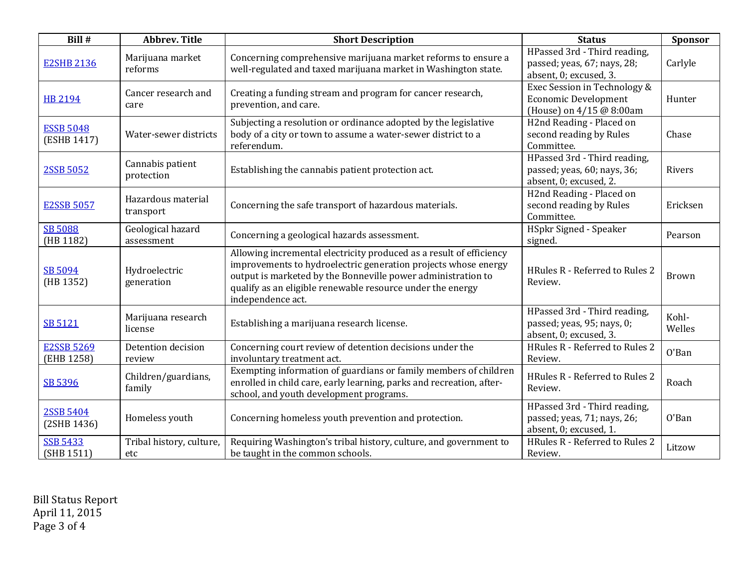| Bill # | Abbrev. Title | Short Description | Status | Sponsor |
|---|---|---|---|---|
| E2SHB 2136 | Marijuana market reforms | Concerning comprehensive marijuana market reforms to ensure a well-regulated and taxed marijuana market in Washington state. | HPassed 3rd - Third reading, passed; yeas, 67; nays, 28; absent, 0; excused, 3. | Carlyle |
| HB 2194 | Cancer research and care | Creating a funding stream and program for cancer research, prevention, and care. | Exec Session in Technology & Economic Development (House) on 4/15 @ 8:00am | Hunter |
| ESSB 5048 (ESHB 1417) | Water-sewer districts | Subjecting a resolution or ordinance adopted by the legislative body of a city or town to assume a water-sewer district to a referendum. | H2nd Reading - Placed on second reading by Rules Committee. | Chase |
| 2SSB 5052 | Cannabis patient protection | Establishing the cannabis patient protection act. | HPassed 3rd - Third reading, passed; yeas, 60; nays, 36; absent, 0; excused, 2. | Rivers |
| E2SSB 5057 | Hazardous material transport | Concerning the safe transport of hazardous materials. | H2nd Reading - Placed on second reading by Rules Committee. | Ericksen |
| SB 5088 (HB 1182) | Geological hazard assessment | Concerning a geological hazards assessment. | HSpkr Signed - Speaker signed. | Pearson |
| SB 5094 (HB 1352) | Hydroelectric generation | Allowing incremental electricity produced as a result of efficiency improvements to hydroelectric generation projects whose energy output is marketed by the Bonneville power administration to qualify as an eligible renewable resource under the energy independence act. | HRules R - Referred to Rules 2 Review. | Brown |
| SB 5121 | Marijuana research license | Establishing a marijuana research license. | HPassed 3rd - Third reading, passed; yeas, 95; nays, 0; absent, 0; excused, 3. | Kohl-Welles |
| E2SSB 5269 (EHB 1258) | Detention decision review | Concerning court review of detention decisions under the involuntary treatment act. | HRules R - Referred to Rules 2 Review. | O'Ban |
| SB 5396 | Children/guardians, family | Exempting information of guardians or family members of children enrolled in child care, early learning, parks and recreation, after-school, and youth development programs. | HRules R - Referred to Rules 2 Review. | Roach |
| 2SSB 5404 (2SHB 1436) | Homeless youth | Concerning homeless youth prevention and protection. | HPassed 3rd - Third reading, passed; yeas, 71; nays, 26; absent, 0; excused, 1. | O'Ban |
| SSB 5433 (SHB 1511) | Tribal history, culture, etc | Requiring Washington's tribal history, culture, and government to be taught in the common schools. | HRules R - Referred to Rules 2 Review. | Litzow |

Bill Status Report
April 11, 2015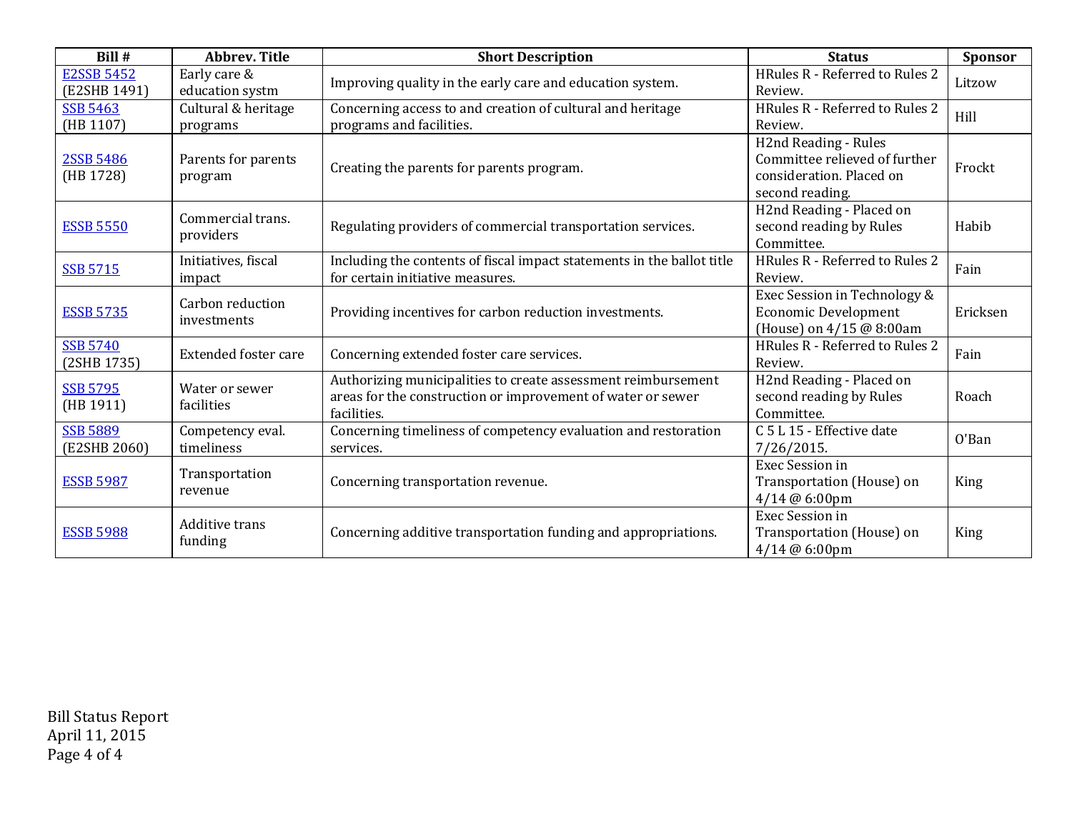| Bill # | Abbrev. Title | Short Description | Status | Sponsor |
|---|---|---|---|---|
| E2SSB 5452 (E2SHB 1491) | Early care & education systm | Improving quality in the early care and education system. | HRules R - Referred to Rules 2 Review. | Litzow |
| SSB 5463 (HB 1107) | Cultural & heritage programs | Concerning access to and creation of cultural and heritage programs and facilities. | HRules R - Referred to Rules 2 Review. | Hill |
| 2SSB 5486 (HB 1728) | Parents for parents program | Creating the parents for parents program. | H2nd Reading - Rules Committee relieved of further consideration. Placed on second reading. | Frockt |
| ESSB 5550 | Commercial trans. providers | Regulating providers of commercial transportation services. | H2nd Reading - Placed on second reading by Rules Committee. | Habib |
| SSB 5715 | Initiatives, fiscal impact | Including the contents of fiscal impact statements in the ballot title for certain initiative measures. | HRules R - Referred to Rules 2 Review. | Fain |
| ESSB 5735 | Carbon reduction investments | Providing incentives for carbon reduction investments. | Exec Session in Technology & Economic Development (House) on 4/15 @ 8:00am | Ericksen |
| SSB 5740 (2SHB 1735) | Extended foster care | Concerning extended foster care services. | HRules R - Referred to Rules 2 Review. | Fain |
| SSB 5795 (HB 1911) | Water or sewer facilities | Authorizing municipalities to create assessment reimbursement areas for the construction or improvement of water or sewer facilities. | H2nd Reading - Placed on second reading by Rules Committee. | Roach |
| SSB 5889 (E2SHB 2060) | Competency eval. timeliness | Concerning timeliness of competency evaluation and restoration services. | C 5 L 15 - Effective date 7/26/2015. | O'Ban |
| ESSB 5987 | Transportation revenue | Concerning transportation revenue. | Exec Session in Transportation (House) on 4/14 @ 6:00pm | King |
| ESSB 5988 | Additive trans funding | Concerning additive transportation funding and appropriations. | Exec Session in Transportation (House) on 4/14 @ 6:00pm | King |

Bill Status Report
April 11, 2015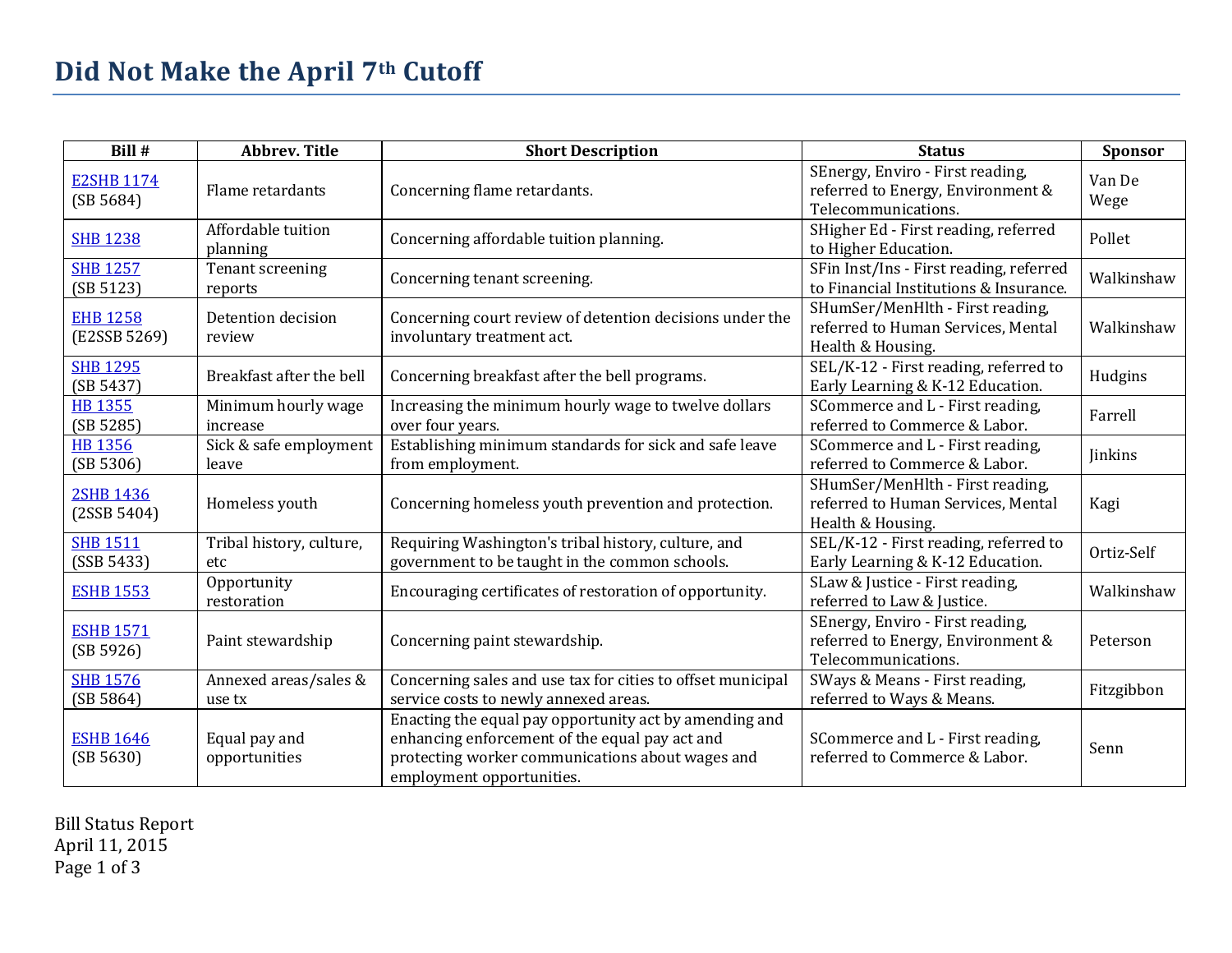# Did Not Make the April 7th Cutoff

| Bill # | Abbrev. Title | Short Description | Status | Sponsor |
|---|---|---|---|---|
| E2SHB 1174 (SB 5684) | Flame retardants | Concerning flame retardants. | SEnergy, Enviro - First reading, referred to Energy, Environment & Telecommunications. | Van De Wege |
| SHB 1238 | Affordable tuition planning | Concerning affordable tuition planning. | SHigher Ed - First reading, referred to Higher Education. | Pollet |
| SHB 1257 (SB 5123) | Tenant screening reports | Concerning tenant screening. | SFin Inst/Ins - First reading, referred to Financial Institutions & Insurance. | Walkinshaw |
| EHB 1258 (E2SSB 5269) | Detention decision review | Concerning court review of detention decisions under the involuntary treatment act. | SHumSer/MenHlth - First reading, referred to Human Services, Mental Health & Housing. | Walkinshaw |
| SHB 1295 (SB 5437) | Breakfast after the bell | Concerning breakfast after the bell programs. | SEL/K-12 - First reading, referred to Early Learning & K-12 Education. | Hudgins |
| HB 1355 (SB 5285) | Minimum hourly wage increase | Increasing the minimum hourly wage to twelve dollars over four years. | SCommerce and L - First reading, referred to Commerce & Labor. | Farrell |
| HB 1356 (SB 5306) | Sick & safe employment leave | Establishing minimum standards for sick and safe leave from employment. | SCommerce and L - First reading, referred to Commerce & Labor. | Jinkins |
| 2SHB 1436 (2SSB 5404) | Homeless youth | Concerning homeless youth prevention and protection. | SHumSer/MenHlth - First reading, referred to Human Services, Mental Health & Housing. | Kagi |
| SHB 1511 (SSB 5433) | Tribal history, culture, etc | Requiring Washington's tribal history, culture, and government to be taught in the common schools. | SEL/K-12 - First reading, referred to Early Learning & K-12 Education. | Ortiz-Self |
| ESHB 1553 | Opportunity restoration | Encouraging certificates of restoration of opportunity. | SLaw & Justice - First reading, referred to Law & Justice. | Walkinshaw |
| ESHB 1571 (SB 5926) | Paint stewardship | Concerning paint stewardship. | SEnergy, Enviro - First reading, referred to Energy, Environment & Telecommunications. | Peterson |
| SHB 1576 (SB 5864) | Annexed areas/sales & use tx | Concerning sales and use tax for cities to offset municipal service costs to newly annexed areas. | SWays & Means - First reading, referred to Ways & Means. | Fitzgibbon |
| ESHB 1646 (SB 5630) | Equal pay and opportunities | Enacting the equal pay opportunity act by amending and enhancing enforcement of the equal pay act and protecting worker communications about wages and employment opportunities. | SCommerce and L - First reading, referred to Commerce & Labor. | Senn |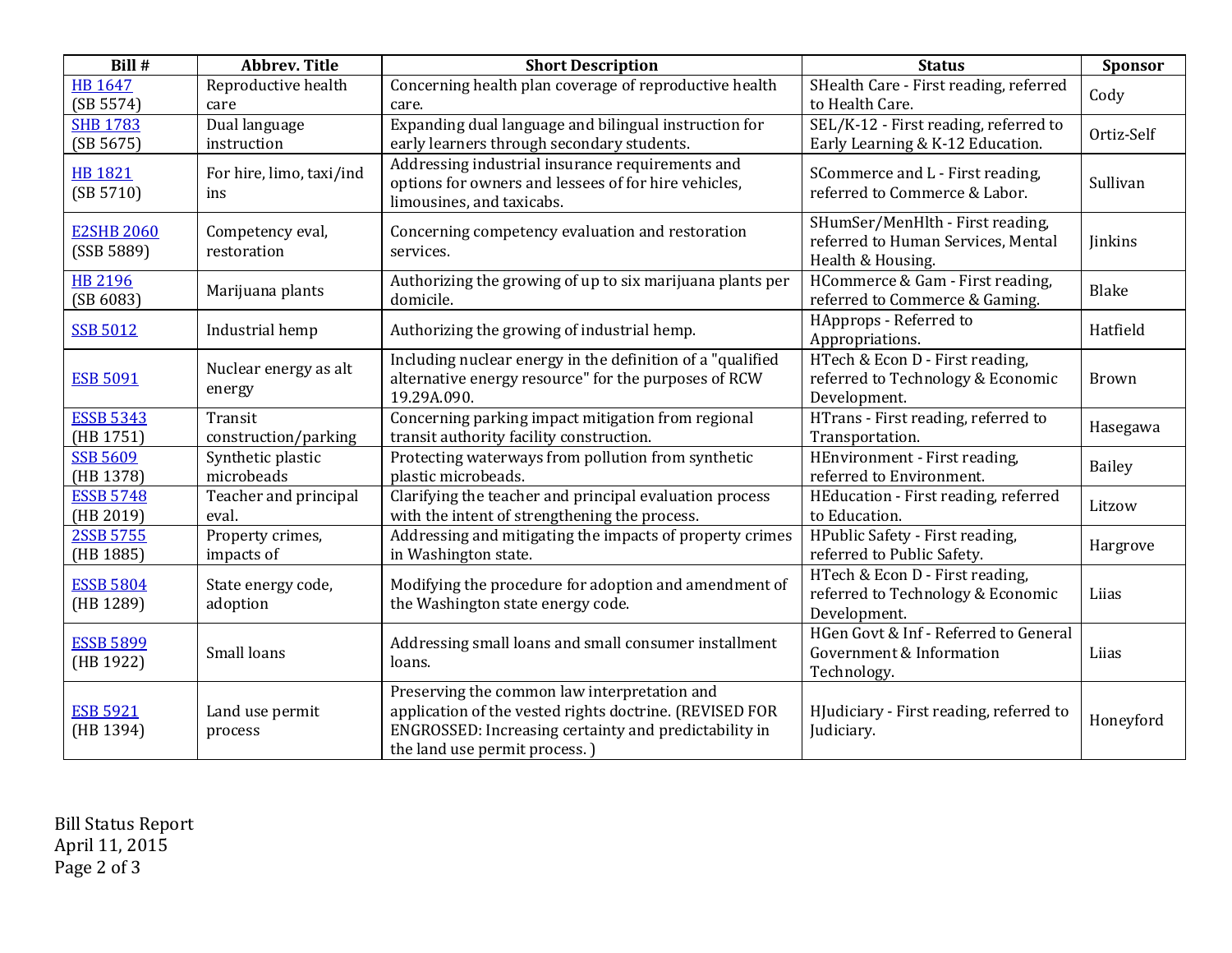| Bill # | Abbrev. Title | Short Description | Status | Sponsor |
|---|---|---|---|---|
| HB 1647 (SB 5574) | Reproductive health care | Concerning health plan coverage of reproductive health care. | SHealth Care - First reading, referred to Health Care. | Cody |
| SHB 1783 (SB 5675) | Dual language instruction | Expanding dual language and bilingual instruction for early learners through secondary students. | SEL/K-12 - First reading, referred to Early Learning & K-12 Education. | Ortiz-Self |
| HB 1821 (SB 5710) | For hire, limo, taxi/ind ins | Addressing industrial insurance requirements and options for owners and lessees of for hire vehicles, limousines, and taxicabs. | SCommerce and L - First reading, referred to Commerce & Labor. | Sullivan |
| E2SHB 2060 (SSB 5889) | Competency eval, restoration | Concerning competency evaluation and restoration services. | SHumSer/MenHlth - First reading, referred to Human Services, Mental Health & Housing. | Jinkins |
| HB 2196 (SB 6083) | Marijuana plants | Authorizing the growing of up to six marijuana plants per domicile. | HCommerce & Gam - First reading, referred to Commerce & Gaming. | Blake |
| SSB 5012 | Industrial hemp | Authorizing the growing of industrial hemp. | HApprops - Referred to Appropriations. | Hatfield |
| ESB 5091 | Nuclear energy as alt energy | Including nuclear energy in the definition of a "qualified alternative energy resource" for the purposes of RCW 19.29A.090. | HTech & Econ D - First reading, referred to Technology & Economic Development. | Brown |
| ESSB 5343 (HB 1751) | Transit construction/parking | Concerning parking impact mitigation from regional transit authority facility construction. | HTrans - First reading, referred to Transportation. | Hasegawa |
| SSB 5609 (HB 1378) | Synthetic plastic microbeads | Protecting waterways from pollution from synthetic plastic microbeads. | HEnvironment - First reading, referred to Environment. | Bailey |
| ESSB 5748 (HB 2019) | Teacher and principal eval. | Clarifying the teacher and principal evaluation process with the intent of strengthening the process. | HEducation - First reading, referred to Education. | Litzow |
| 2SSB 5755 (HB 1885) | Property crimes, impacts of | Addressing and mitigating the impacts of property crimes in Washington state. | HPublic Safety - First reading, referred to Public Safety. | Hargrove |
| ESSB 5804 (HB 1289) | State energy code, adoption | Modifying the procedure for adoption and amendment of the Washington state energy code. | HTech & Econ D - First reading, referred to Technology & Economic Development. | Liias |
| ESSB 5899 (HB 1922) | Small loans | Addressing small loans and small consumer installment loans. | HGen Govt & Inf - Referred to General Government & Information Technology. | Liias |
| ESB 5921 (HB 1394) | Land use permit process | Preserving the common law interpretation and application of the vested rights doctrine. (REVISED FOR ENGROSSED: Increasing certainty and predictability in the land use permit process. ) | HJudiciary - First reading, referred to Judiciary. | Honeyford |

Bill Status Report
April 11, 2015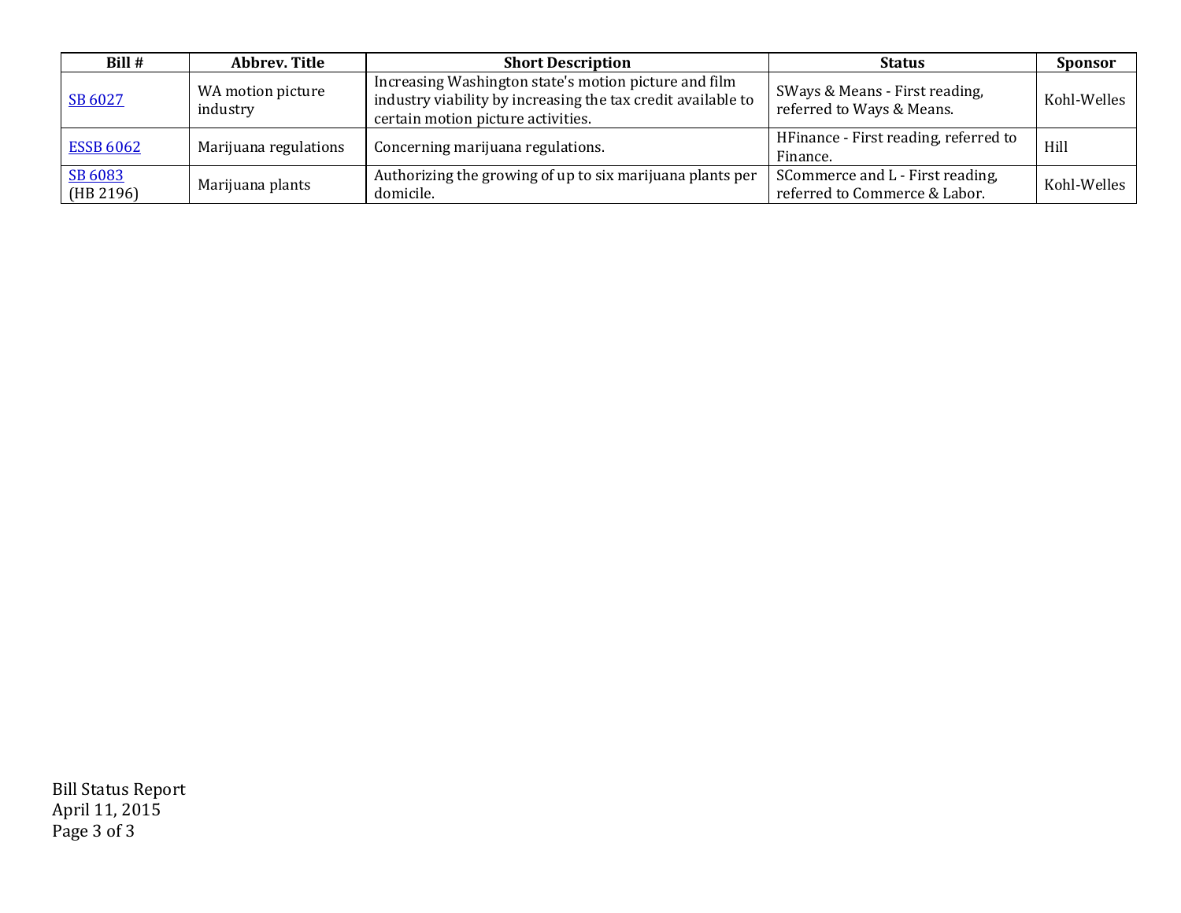| Bill # | Abbrev. Title | Short Description | Status | Sponsor |
|---|---|---|---|---|
| SB 6027 | WA motion picture industry | Increasing Washington state's motion picture and film industry viability by increasing the tax credit available to certain motion picture activities. | SWays & Means - First reading, referred to Ways & Means. | Kohl-Welles |
| ESSB 6062 | Marijuana regulations | Concerning marijuana regulations. | HFinance - First reading, referred to Finance. | Hill |
| SB 6083 (HB 2196) | Marijuana plants | Authorizing the growing of up to six marijuana plants per domicile. | SCommerce and L - First reading, referred to Commerce & Labor. | Kohl-Welles |